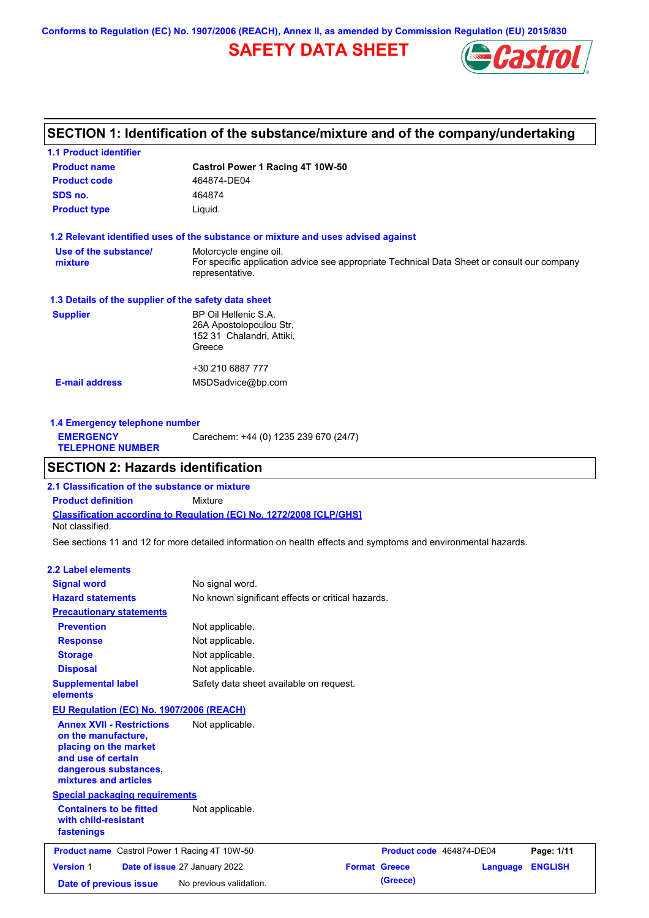Conforms to Regulation (EC) No. 1907/2006 (REACH), Annex II, as amended by Commission Regulation (EU) 2015/830

# SAFETY DATA SHEET

## SECTION 1: Identification of the substance/mixture and of the company/undertaking

### 1.1 Product identifier

| | |
|---|---|
| **Product name** | **Castrol Power 1 Racing 4T 10W-50** |
| **Product code** | 464874-DE04 |
| **SDS no.** | 464874 |
| **Product type** | Liquid. |

### 1.2 Relevant identified uses of the substance or mixture and uses advised against

| | |
|---|---|
| **Use of the substance/ mixture** | Motorcycle engine oil. For specific application advice see appropriate Technical Data Sheet or consult our company representative. |

### 1.3 Details of the supplier of the safety data sheet

| | |
|---|---|
| **Supplier** | BP Oil Hellenic S.A. 26A Apostolopoulou Str, 152 31 Chalandri, Attiki, Greece<br><br>+30 210 6887 777 |
| **E-mail address** | MSDSadvice@bp.com |

### 1.4 Emergency telephone number

| | |
|---|---|
| **EMERGENCY TELEPHONE NUMBER** | Carechem: +44 (0) 1235 239 670 (24/7) |

## SECTION 2: Hazards identification

### 2.1 Classification of the substance or mixture

**Product definition** Mixture

**Classification according to Regulation (EC) No. 1272/2008 [CLP/GHS]**

Not classified.

See sections 11 and 12 for more detailed information on health effects and symptoms and environmental hazards.

### 2.2 Label elements

| | |
|---|---|
| **Signal word** | No signal word. |
| **Hazard statements** | No known significant effects or critical hazards. |
| **Precautionary statements** | |
| **Prevention** | Not applicable. |
| **Response** | Not applicable. |
| **Storage** | Not applicable. |
| **Disposal** | Not applicable. |
| **Supplemental label elements** | Safety data sheet available on request. |

**EU Regulation (EC) No. 1907/2006 (REACH)**

| | |
|---|---|
| **Annex XVII - Restrictions on the manufacture, placing on the market and use of certain dangerous substances, mixtures and articles** | Not applicable. |

**Special packaging requirements**

| | |
|---|---|
| **Containers to be fitted with child-resistant fastenings** | Not applicable. |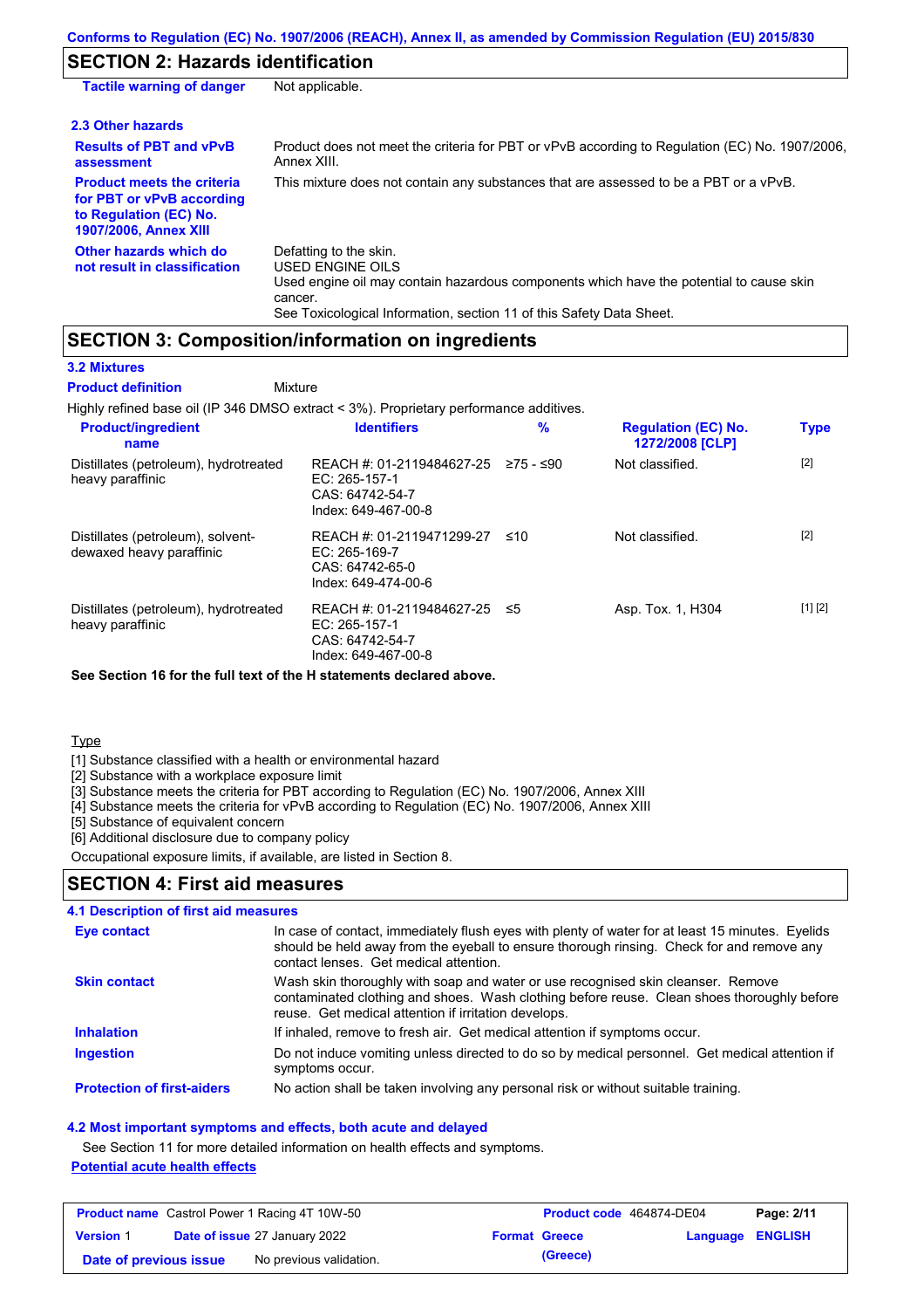## SECTION 2: Hazards identification

| | |
|---|---|
| **Tactile warning of danger** | Not applicable. |

### 2.3 Other hazards

| | |
|---|---|
| **Results of PBT and vPvB assessment** | Product does not meet the criteria for PBT or vPvB according to Regulation (EC) No. 1907/2006, Annex XIII. |
| **Product meets the criteria for PBT or vPvB according to Regulation (EC) No. 1907/2006, Annex XIII** | This mixture does not contain any substances that are assessed to be a PBT or a vPvB. |
| **Other hazards which do not result in classification** | Defatting to the skin.<br>USED ENGINE OILS<br>Used engine oil may contain hazardous components which have the potential to cause skin cancer.<br>See Toxicological Information, section 11 of this Safety Data Sheet. |

## SECTION 3: Composition/information on ingredients

### 3.2 Mixtures

**Product definition** Mixture

Highly refined base oil (IP 346 DMSO extract < 3%). Proprietary performance additives.

| Product/ingredient name | Identifiers | % | Regulation (EC) No. 1272/2008 [CLP] | Type |
|---|---|---|---|---|
| Distillates (petroleum), hydrotreated heavy paraffinic | REACH #: 01-2119484627-25<br>EC: 265-157-1<br>CAS: 64742-54-7<br>Index: 649-467-00-8 | ≥75 - ≤90 | Not classified. | [2] |
| Distillates (petroleum), solvent-dewaxed heavy paraffinic | REACH #: 01-2119471299-27<br>EC: 265-169-7<br>CAS: 64742-65-0<br>Index: 649-474-00-6 | ≤10 | Not classified. | [2] |
| Distillates (petroleum), hydrotreated heavy paraffinic | REACH #: 01-2119484627-25<br>EC: 265-157-1<br>CAS: 64742-54-7<br>Index: 649-467-00-8 | ≤5 | Asp. Tox. 1, H304 | [1] [2] |

**See Section 16 for the full text of the H statements declared above.**

Type

[1] Substance classified with a health or environmental hazard
[2] Substance with a workplace exposure limit
[3] Substance meets the criteria for PBT according to Regulation (EC) No. 1907/2006, Annex XIII
[4] Substance meets the criteria for vPvB according to Regulation (EC) No. 1907/2006, Annex XIII
[5] Substance of equivalent concern
[6] Additional disclosure due to company policy

Occupational exposure limits, if available, are listed in Section 8.

## SECTION 4: First aid measures

### 4.1 Description of first aid measures

| | |
|---|---|
| **Eye contact** | In case of contact, immediately flush eyes with plenty of water for at least 15 minutes. Eyelids should be held away from the eyeball to ensure thorough rinsing. Check for and remove any contact lenses. Get medical attention. |
| **Skin contact** | Wash skin thoroughly with soap and water or use recognised skin cleanser. Remove contaminated clothing and shoes. Wash clothing before reuse. Clean shoes thoroughly before reuse. Get medical attention if irritation develops. |
| **Inhalation** | If inhaled, remove to fresh air. Get medical attention if symptoms occur. |
| **Ingestion** | Do not induce vomiting unless directed to do so by medical personnel. Get medical attention if symptoms occur. |
| **Protection of first-aiders** | No action shall be taken involving any personal risk or without suitable training. |

### 4.2 Most important symptoms and effects, both acute and delayed

See Section 11 for more detailed information on health effects and symptoms.

**Potential acute health effects**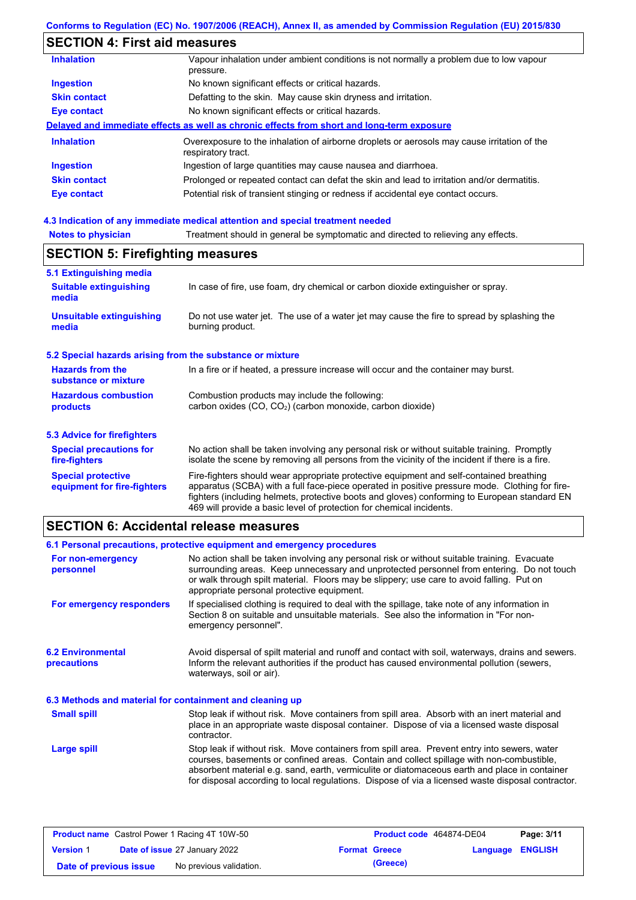## SECTION 4: First aid measures

| | |
|---|---|
| **Inhalation** | Vapour inhalation under ambient conditions is not normally a problem due to low vapour pressure. |
| **Ingestion** | No known significant effects or critical hazards. |
| **Skin contact** | Defatting to the skin. May cause skin dryness and irritation. |
| **Eye contact** | No known significant effects or critical hazards. |

**Delayed and immediate effects as well as chronic effects from short and long-term exposure**

| | |
|---|---|
| **Inhalation** | Overexposure to the inhalation of airborne droplets or aerosols may cause irritation of the respiratory tract. |
| **Ingestion** | Ingestion of large quantities may cause nausea and diarrhoea. |
| **Skin contact** | Prolonged or repeated contact can defat the skin and lead to irritation and/or dermatitis. |
| **Eye contact** | Potential risk of transient stinging or redness if accidental eye contact occurs. |

### 4.3 Indication of any immediate medical attention and special treatment needed

**Notes to physician** Treatment should in general be symptomatic and directed to relieving any effects.

## SECTION 5: Firefighting measures

### 5.1 Extinguishing media

| | |
|---|---|
| **Suitable extinguishing media** | In case of fire, use foam, dry chemical or carbon dioxide extinguisher or spray. |
| **Unsuitable extinguishing media** | Do not use water jet. The use of a water jet may cause the fire to spread by splashing the burning product. |

### 5.2 Special hazards arising from the substance or mixture

| | |
|---|---|
| **Hazards from the substance or mixture** | In a fire or if heated, a pressure increase will occur and the container may burst. |
| **Hazardous combustion products** | Combustion products may include the following: carbon oxides (CO, $CO_2$) (carbon monoxide, carbon dioxide) |

### 5.3 Advice for firefighters

| | |
|---|---|
| **Special precautions for fire-fighters** | No action shall be taken involving any personal risk or without suitable training. Promptly isolate the scene by removing all persons from the vicinity of the incident if there is a fire. |
| **Special protective equipment for fire-fighters** | Fire-fighters should wear appropriate protective equipment and self-contained breathing apparatus (SCBA) with a full face-piece operated in positive pressure mode. Clothing for fire-fighters (including helmets, protective boots and gloves) conforming to European standard EN 469 will provide a basic level of protection for chemical incidents. |

## SECTION 6: Accidental release measures

### 6.1 Personal precautions, protective equipment and emergency procedures

| | |
|---|---|
| **For non-emergency personnel** | No action shall be taken involving any personal risk or without suitable training. Evacuate surrounding areas. Keep unnecessary and unprotected personnel from entering. Do not touch or walk through spilt material. Floors may be slippery; use care to avoid falling. Put on appropriate personal protective equipment. |
| **For emergency responders** | If specialised clothing is required to deal with the spillage, take note of any information in Section 8 on suitable and unsuitable materials. See also the information in "For non-emergency personnel". |

**6.2 Environmental precautions** Avoid dispersal of spilt material and runoff and contact with soil, waterways, drains and sewers. Inform the relevant authorities if the product has caused environmental pollution (sewers, waterways, soil or air).

### 6.3 Methods and material for containment and cleaning up

| | |
|---|---|
| **Small spill** | Stop leak if without risk. Move containers from spill area. Absorb with an inert material and place in an appropriate waste disposal container. Dispose of via a licensed waste disposal contractor. |
| **Large spill** | Stop leak if without risk. Move containers from spill area. Prevent entry into sewers, water courses, basements or confined areas. Contain and collect spillage with non-combustible, absorbent material e.g. sand, earth, vermiculite or diatomaceous earth and place in container for disposal according to local regulations. Dispose of via a licensed waste disposal contractor. |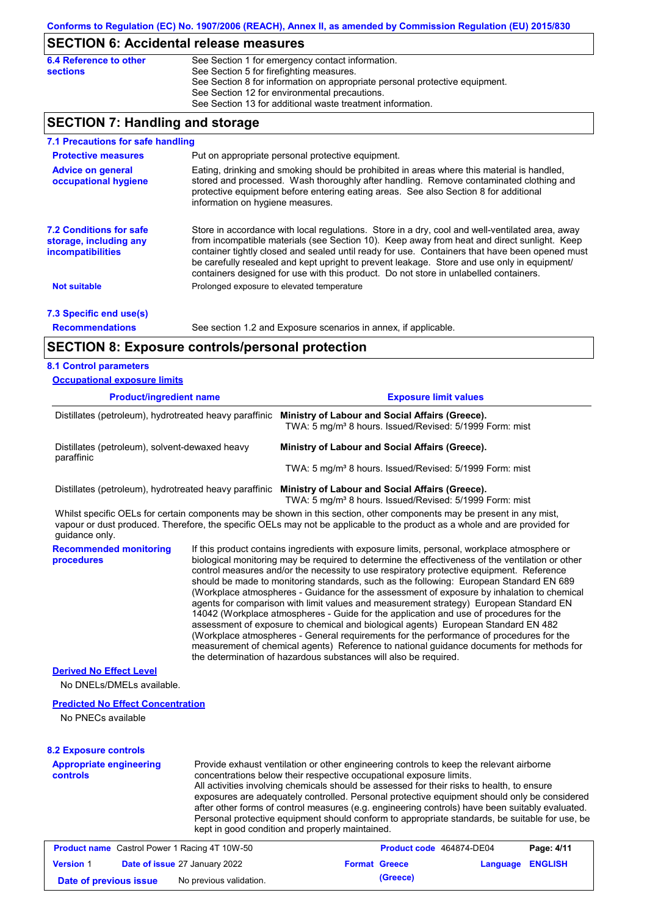## SECTION 6: Accidental release measures

**6.4 Reference to other sections**

See Section 1 for emergency contact information.
See Section 5 for firefighting measures.
See Section 8 for information on appropriate personal protective equipment.
See Section 12 for environmental precautions.
See Section 13 for additional waste treatment information.

## SECTION 7: Handling and storage

### 7.1 Precautions for safe handling

**Protective measures**

Put on appropriate personal protective equipment.

**Advice on general occupational hygiene**

Eating, drinking and smoking should be prohibited in areas where this material is handled, stored and processed. Wash thoroughly after handling. Remove contaminated clothing and protective equipment before entering eating areas. See also Section 8 for additional information on hygiene measures.

### 7.2 Conditions for safe storage, including any incompatibilities

Store in accordance with local regulations. Store in a dry, cool and well-ventilated area, away from incompatible materials (see Section 10). Keep away from heat and direct sunlight. Keep container tightly closed and sealed until ready for use. Containers that have been opened must be carefully resealed and kept upright to prevent leakage. Store and use only in equipment/ containers designed for use with this product. Do not store in unlabelled containers.

**Not suitable**

Prolonged exposure to elevated temperature

### 7.3 Specific end use(s)

**Recommendations**

See section 1.2 and Exposure scenarios in annex, if applicable.

## SECTION 8: Exposure controls/personal protection

### 8.1 Control parameters

**Occupational exposure limits**

| Product/ingredient name | Exposure limit values |
|---|---|
| Distillates (petroleum), hydrotreated heavy paraffinic | **Ministry of Labour and Social Affairs (Greece).** TWA: 5 mg/m³ 8 hours. Issued/Revised: 5/1999 Form: mist |
| Distillates (petroleum), solvent-dewaxed heavy paraffinic | **Ministry of Labour and Social Affairs (Greece).** TWA: 5 mg/m³ 8 hours. Issued/Revised: 5/1999 Form: mist |
| Distillates (petroleum), hydrotreated heavy paraffinic | **Ministry of Labour and Social Affairs (Greece).** TWA: 5 mg/m³ 8 hours. Issued/Revised: 5/1999 Form: mist |

Whilst specific OELs for certain components may be shown in this section, other components may be present in any mist, vapour or dust produced. Therefore, the specific OELs may not be applicable to the product as a whole and are provided for guidance only.

**Recommended monitoring procedures**

If this product contains ingredients with exposure limits, personal, workplace atmosphere or biological monitoring may be required to determine the effectiveness of the ventilation or other control measures and/or the necessity to use respiratory protective equipment. Reference should be made to monitoring standards, such as the following: European Standard EN 689 (Workplace atmospheres - Guidance for the assessment of exposure by inhalation to chemical agents for comparison with limit values and measurement strategy) European Standard EN 14042 (Workplace atmospheres - Guide for the application and use of procedures for the assessment of exposure to chemical and biological agents) European Standard EN 482 (Workplace atmospheres - General requirements for the performance of procedures for the measurement of chemical agents) Reference to national guidance documents for methods for the determination of hazardous substances will also be required.

**Derived No Effect Level**

No DNELs/DMELs available.

**Predicted No Effect Concentration**

No PNECs available

### 8.2 Exposure controls

**Appropriate engineering controls**

Provide exhaust ventilation or other engineering controls to keep the relevant airborne concentrations below their respective occupational exposure limits.
All activities involving chemicals should be assessed for their risks to health, to ensure exposures are adequately controlled. Personal protective equipment should only be considered after other forms of control measures (e.g. engineering controls) have been suitably evaluated. Personal protective equipment should conform to appropriate standards, be suitable for use, be kept in good condition and properly maintained.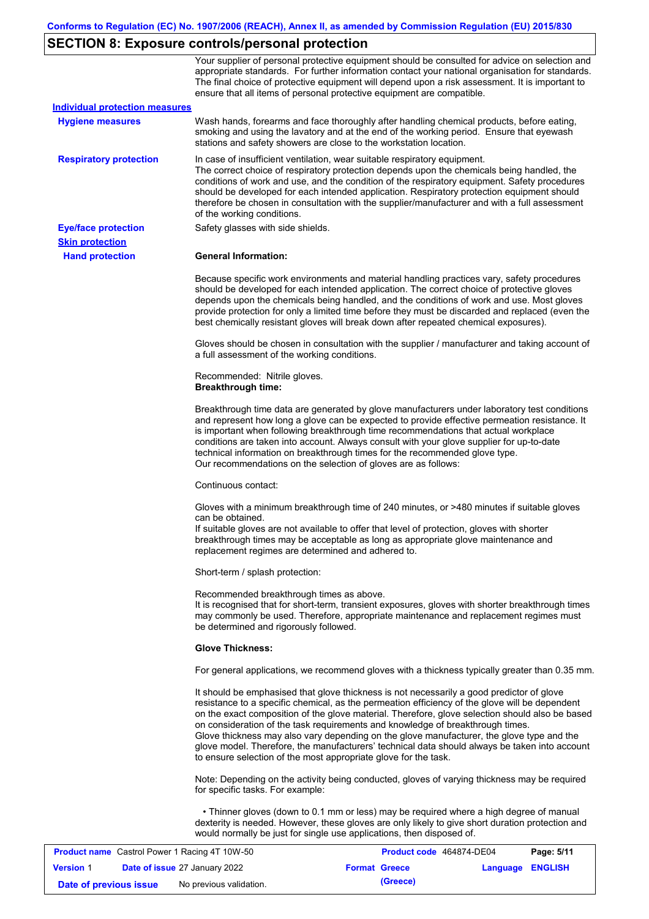## SECTION 8: Exposure controls/personal protection

Your supplier of personal protective equipment should be consulted for advice on selection and appropriate standards. For further information contact your national organisation for standards. The final choice of protective equipment will depend upon a risk assessment. It is important to ensure that all items of personal protective equipment are compatible.

**Individual protection measures**

**Hygiene measures**

Wash hands, forearms and face thoroughly after handling chemical products, before eating, smoking and using the lavatory and at the end of the working period. Ensure that eyewash stations and safety showers are close to the workstation location.

**Respiratory protection**

In case of insufficient ventilation, wear suitable respiratory equipment.
The correct choice of respiratory protection depends upon the chemicals being handled, the conditions of work and use, and the condition of the respiratory equipment. Safety procedures should be developed for each intended application. Respiratory protection equipment should therefore be chosen in consultation with the supplier/manufacturer and with a full assessment of the working conditions.

**Eye/face protection**

Safety glasses with side shields.

**Skin protection**

**Hand protection**

**General Information:**

Because specific work environments and material handling practices vary, safety procedures should be developed for each intended application. The correct choice of protective gloves depends upon the chemicals being handled, and the conditions of work and use. Most gloves provide protection for only a limited time before they must be discarded and replaced (even the best chemically resistant gloves will break down after repeated chemical exposures).

Gloves should be chosen in consultation with the supplier / manufacturer and taking account of a full assessment of the working conditions.

Recommended: Nitrile gloves.
**Breakthrough time:**

Breakthrough time data are generated by glove manufacturers under laboratory test conditions and represent how long a glove can be expected to provide effective permeation resistance. It is important when following breakthrough time recommendations that actual workplace conditions are taken into account. Always consult with your glove supplier for up-to-date technical information on breakthrough times for the recommended glove type.
Our recommendations on the selection of gloves are as follows:

Continuous contact:

Gloves with a minimum breakthrough time of 240 minutes, or >480 minutes if suitable gloves can be obtained.
If suitable gloves are not available to offer that level of protection, gloves with shorter breakthrough times may be acceptable as long as appropriate glove maintenance and replacement regimes are determined and adhered to.

Short-term / splash protection:

Recommended breakthrough times as above.
It is recognised that for short-term, transient exposures, gloves with shorter breakthrough times may commonly be used. Therefore, appropriate maintenance and replacement regimes must be determined and rigorously followed.

**Glove Thickness:**

For general applications, we recommend gloves with a thickness typically greater than 0.35 mm.

It should be emphasised that glove thickness is not necessarily a good predictor of glove resistance to a specific chemical, as the permeation efficiency of the glove will be dependent on the exact composition of the glove material. Therefore, glove selection should also be based on consideration of the task requirements and knowledge of breakthrough times.
Glove thickness may also vary depending on the glove manufacturer, the glove type and the glove model. Therefore, the manufacturers' technical data should always be taken into account to ensure selection of the most appropriate glove for the task.

Note: Depending on the activity being conducted, gloves of varying thickness may be required for specific tasks. For example:

- Thinner gloves (down to 0.1 mm or less) may be required where a high degree of manual dexterity is needed. However, these gloves are only likely to give short duration protection and would normally be just for single use applications, then disposed of.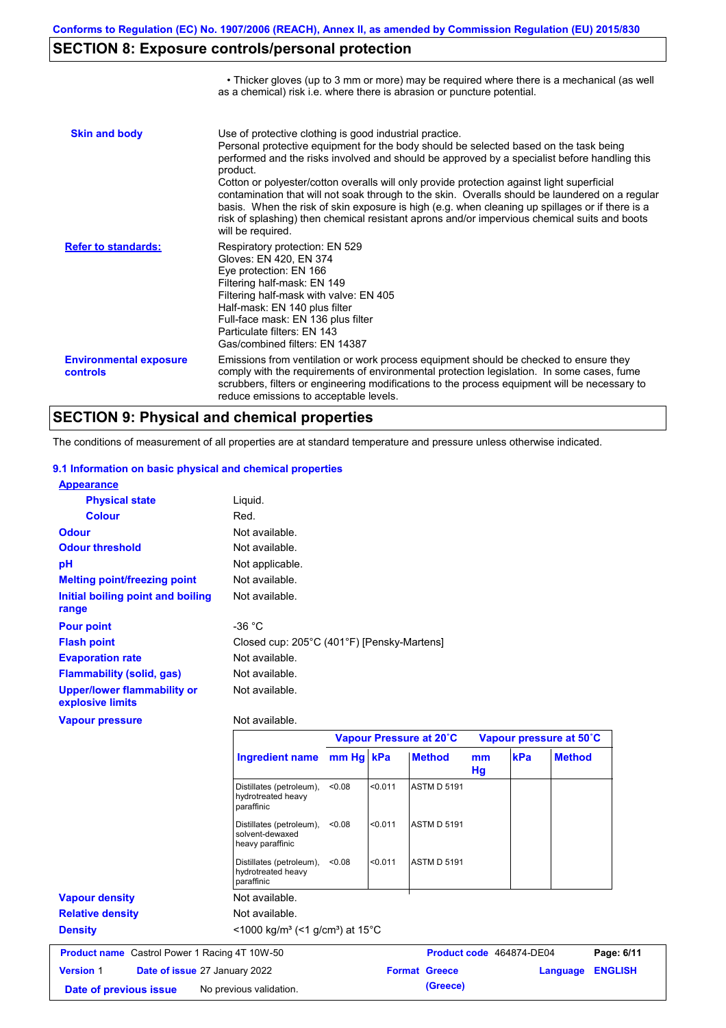## SECTION 8: Exposure controls/personal protection

• Thicker gloves (up to 3 mm or more) may be required where there is a mechanical (as well as a chemical) risk i.e. where there is abrasion or puncture potential.

**Skin and body**

Use of protective clothing is good industrial practice.
Personal protective equipment for the body should be selected based on the task being performed and the risks involved and should be approved by a specialist before handling this product.
Cotton or polyester/cotton overalls will only provide protection against light superficial contamination that will not soak through to the skin. Overalls should be laundered on a regular basis. When the risk of skin exposure is high (e.g. when cleaning up spillages or if there is a risk of splashing) then chemical resistant aprons and/or impervious chemical suits and boots will be required.

**Refer to standards:**

Respiratory protection: EN 529
Gloves: EN 420, EN 374
Eye protection: EN 166
Filtering half-mask: EN 149
Filtering half-mask with valve: EN 405
Half-mask: EN 140 plus filter
Full-face mask: EN 136 plus filter
Particulate filters: EN 143
Gas/combined filters: EN 14387

**Environmental exposure controls**

Emissions from ventilation or work process equipment should be checked to ensure they comply with the requirements of environmental protection legislation. In some cases, fume scrubbers, filters or engineering modifications to the process equipment will be necessary to reduce emissions to acceptable levels.

## SECTION 9: Physical and chemical properties

The conditions of measurement of all properties are at standard temperature and pressure unless otherwise indicated.

### 9.1 Information on basic physical and chemical properties

**Appearance**

| | |
|---|---|
| **Physical state** | Liquid. |
| **Colour** | Red. |
| **Odour** | Not available. |
| **Odour threshold** | Not available. |
| **pH** | Not applicable. |
| **Melting point/freezing point** | Not available. |
| **Initial boiling point and boiling range** | Not available. |
| **Pour point** | -36 °C |
| **Flash point** | Closed cup: 205°C (401°F) [Pensky-Martens] |
| **Evaporation rate** | Not available. |
| **Flammability (solid, gas)** | Not available. |
| **Upper/lower flammability or explosive limits** | Not available. |
| **Vapour pressure** | Not available. |

| | Vapour Pressure at 20˚C | | | Vapour pressure at 50˚C | | |
|---|---|---|---|---|---|---|
| **Ingredient name** | **mm Hg** | **kPa** | **Method** | **mm Hg** | **kPa** | **Method** |
| Distillates (petroleum), hydrotreated heavy paraffinic | <0.08 | <0.011 | ASTM D 5191 | | | |
| Distillates (petroleum), solvent-dewaxed heavy paraffinic | <0.08 | <0.011 | ASTM D 5191 | | | |
| Distillates (petroleum), hydrotreated heavy paraffinic | <0.08 | <0.011 | ASTM D 5191 | | | |

| | |
|---|---|
| **Vapour density** | Not available. |
| **Relative density** | Not available. |
| **Density** | <1000 kg/m³ (<1 g/cm³) at 15°C |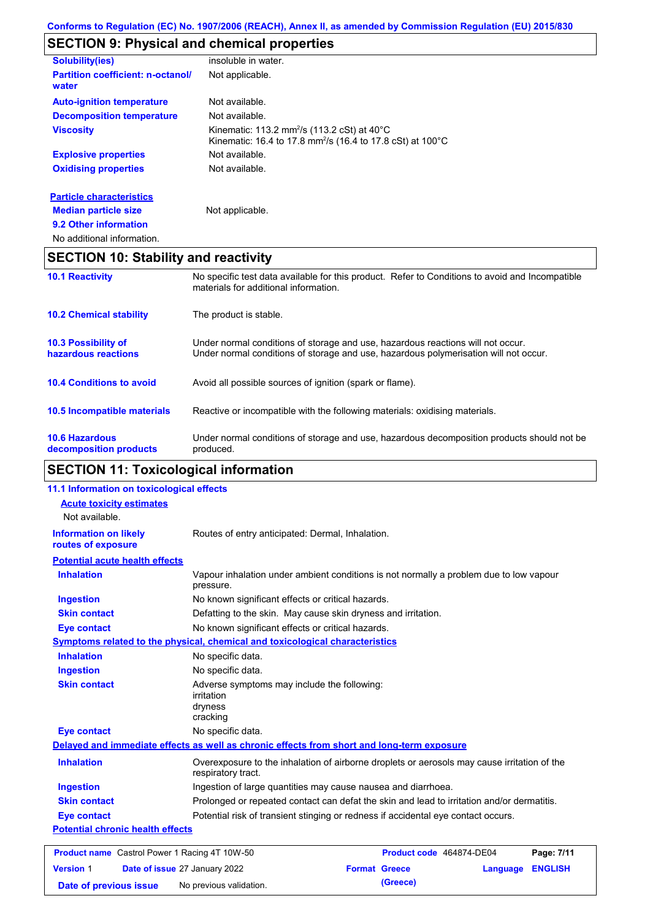## SECTION 9: Physical and chemical properties

| | |
|---|---|
| **Solubility(ies)** | insoluble in water. |
| **Partition coefficient: n-octanol/water** | Not applicable. |
| **Auto-ignition temperature** | Not available. |
| **Decomposition temperature** | Not available. |
| **Viscosity** | Kinematic: 113.2 $mm^2/s$ (113.2 cSt) at 40°C<br>Kinematic: 16.4 to 17.8 $mm^2/s$ (16.4 to 17.8 cSt) at 100°C |
| **Explosive properties** | Not available. |
| **Oxidising properties** | Not available. |

**Particle characteristics**

| | |
|---|---|
| **Median particle size** | Not applicable. |

**9.2 Other information**

No additional information.

## SECTION 10: Stability and reactivity

| | |
|---|---|
| **10.1 Reactivity** | No specific test data available for this product. Refer to Conditions to avoid and Incompatible materials for additional information. |
| **10.2 Chemical stability** | The product is stable. |
| **10.3 Possibility of hazardous reactions** | Under normal conditions of storage and use, hazardous reactions will not occur.<br>Under normal conditions of storage and use, hazardous polymerisation will not occur. |
| **10.4 Conditions to avoid** | Avoid all possible sources of ignition (spark or flame). |
| **10.5 Incompatible materials** | Reactive or incompatible with the following materials: oxidising materials. |
| **10.6 Hazardous decomposition products** | Under normal conditions of storage and use, hazardous decomposition products should not be produced. |

## SECTION 11: Toxicological information

**11.1 Information on toxicological effects**

**Acute toxicity estimates**

Not available.

| | |
|---|---|
| **Information on likely routes of exposure** | Routes of entry anticipated: Dermal, Inhalation. |

**Potential acute health effects**

| | |
|---|---|
| **Inhalation** | Vapour inhalation under ambient conditions is not normally a problem due to low vapour pressure. |
| **Ingestion** | No known significant effects or critical hazards. |
| **Skin contact** | Defatting to the skin. May cause skin dryness and irritation. |
| **Eye contact** | No known significant effects or critical hazards. |

**Symptoms related to the physical, chemical and toxicological characteristics**

| | |
|---|---|
| **Inhalation** | No specific data. |
| **Ingestion** | No specific data. |
| **Skin contact** | Adverse symptoms may include the following:<br>irritation<br>dryness<br>cracking |
| **Eye contact** | No specific data. |

**Delayed and immediate effects as well as chronic effects from short and long-term exposure**

| | |
|---|---|
| **Inhalation** | Overexposure to the inhalation of airborne droplets or aerosols may cause irritation of the respiratory tract. |
| **Ingestion** | Ingestion of large quantities may cause nausea and diarrhoea. |
| **Skin contact** | Prolonged or repeated contact can defat the skin and lead to irritation and/or dermatitis. |
| **Eye contact** | Potential risk of transient stinging or redness if accidental eye contact occurs. |

**Potential chronic health effects**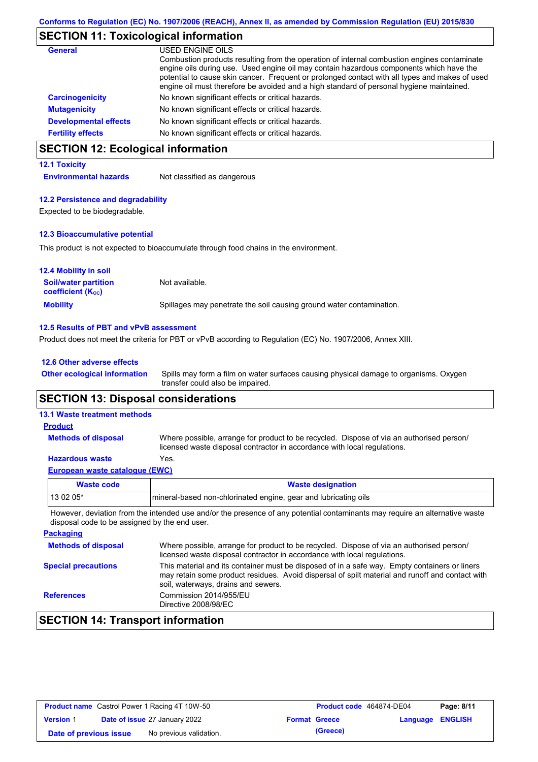## SECTION 11: Toxicological information

**General**

USED ENGINE OILS
Combustion products resulting from the operation of internal combustion engines contaminate engine oils during use. Used engine oil may contain hazardous components which have the potential to cause skin cancer. Frequent or prolonged contact with all types and makes of used engine oil must therefore be avoided and a high standard of personal hygiene maintained.

**Carcinogenicity** No known significant effects or critical hazards.

**Mutagenicity** No known significant effects or critical hazards.

**Developmental effects** No known significant effects or critical hazards.

**Fertility effects** No known significant effects or critical hazards.

## SECTION 12: Ecological information

### 12.1 Toxicity

**Environmental hazards** Not classified as dangerous

### 12.2 Persistence and degradability

Expected to be biodegradable.

### 12.3 Bioaccumulative potential

This product is not expected to bioaccumulate through food chains in the environment.

### 12.4 Mobility in soil

**Soil/water partition coefficient ($K_{OC}$)** Not available.

**Mobility** Spillages may penetrate the soil causing ground water contamination.

### 12.5 Results of PBT and vPvB assessment

Product does not meet the criteria for PBT or vPvB according to Regulation (EC) No. 1907/2006, Annex XIII.

### 12.6 Other adverse effects

**Other ecological information** Spills may form a film on water surfaces causing physical damage to organisms. Oxygen transfer could also be impaired.

## SECTION 13: Disposal considerations

### 13.1 Waste treatment methods

**Product**

**Methods of disposal** Where possible, arrange for product to be recycled. Dispose of via an authorised person/ licensed waste disposal contractor in accordance with local regulations.

**Hazardous waste** Yes.

**European waste catalogue (EWC)**

| Waste code | Waste designation |
|---|---|
| 13 02 05* | mineral-based non-chlorinated engine, gear and lubricating oils |

However, deviation from the intended use and/or the presence of any potential contaminants may require an alternative waste disposal code to be assigned by the end user.

**Packaging**

**Methods of disposal** Where possible, arrange for product to be recycled. Dispose of via an authorised person/ licensed waste disposal contractor in accordance with local regulations.

**Special precautions** This material and its container must be disposed of in a safe way. Empty containers or liners may retain some product residues. Avoid dispersal of spilt material and runoff and contact with soil, waterways, drains and sewers.

**References** Commission 2014/955/EU
Directive 2008/98/EC

## SECTION 14: Transport information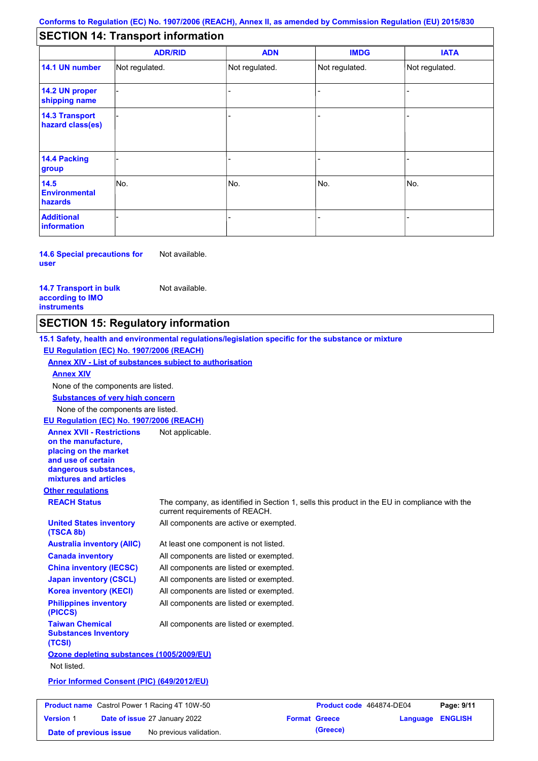## SECTION 14: Transport information

| | ADR/RID | ADN | IMDG | IATA |
|---|---|---|---|---|
| **14.1 UN number** | Not regulated. | Not regulated. | Not regulated. | Not regulated. |
| **14.2 UN proper shipping name** | - | - | - | - |
| **14.3 Transport hazard class(es)** | - | - | - | - |
| **14.4 Packing group** | - | - | - | - |
| **14.5 Environmental hazards** | No. | No. | No. | No. |
| **Additional information** | - | - | - | - |

**14.6 Special precautions for user** Not available.

**14.7 Transport in bulk according to IMO instruments** Not available.

## SECTION 15: Regulatory information

**15.1 Safety, health and environmental regulations/legislation specific for the substance or mixture**

**EU Regulation (EC) No. 1907/2006 (REACH)**

**Annex XIV - List of substances subject to authorisation**

**Annex XIV**

None of the components are listed.

**Substances of very high concern**

None of the components are listed.

**EU Regulation (EC) No. 1907/2006 (REACH)**

**Annex XVII - Restrictions on the manufacture, placing on the market and use of certain dangerous substances, mixtures and articles** Not applicable.

**Other regulations**

**REACH Status** The company, as identified in Section 1, sells this product in the EU in compliance with the current requirements of REACH.

**United States inventory (TSCA 8b)** All components are active or exempted.

**Australia inventory (AIIC)** At least one component is not listed.

**Canada inventory** All components are listed or exempted.

**China inventory (IECSC)** All components are listed or exempted.

**Japan inventory (CSCL)** All components are listed or exempted.

**Korea inventory (KECI)** All components are listed or exempted.

**Philippines inventory (PICCS)** All components are listed or exempted.

**Taiwan Chemical Substances Inventory (TCSI)** All components are listed or exempted.

**Ozone depleting substances (1005/2009/EU)**

Not listed.

**Prior Informed Consent (PIC) (649/2012/EU)**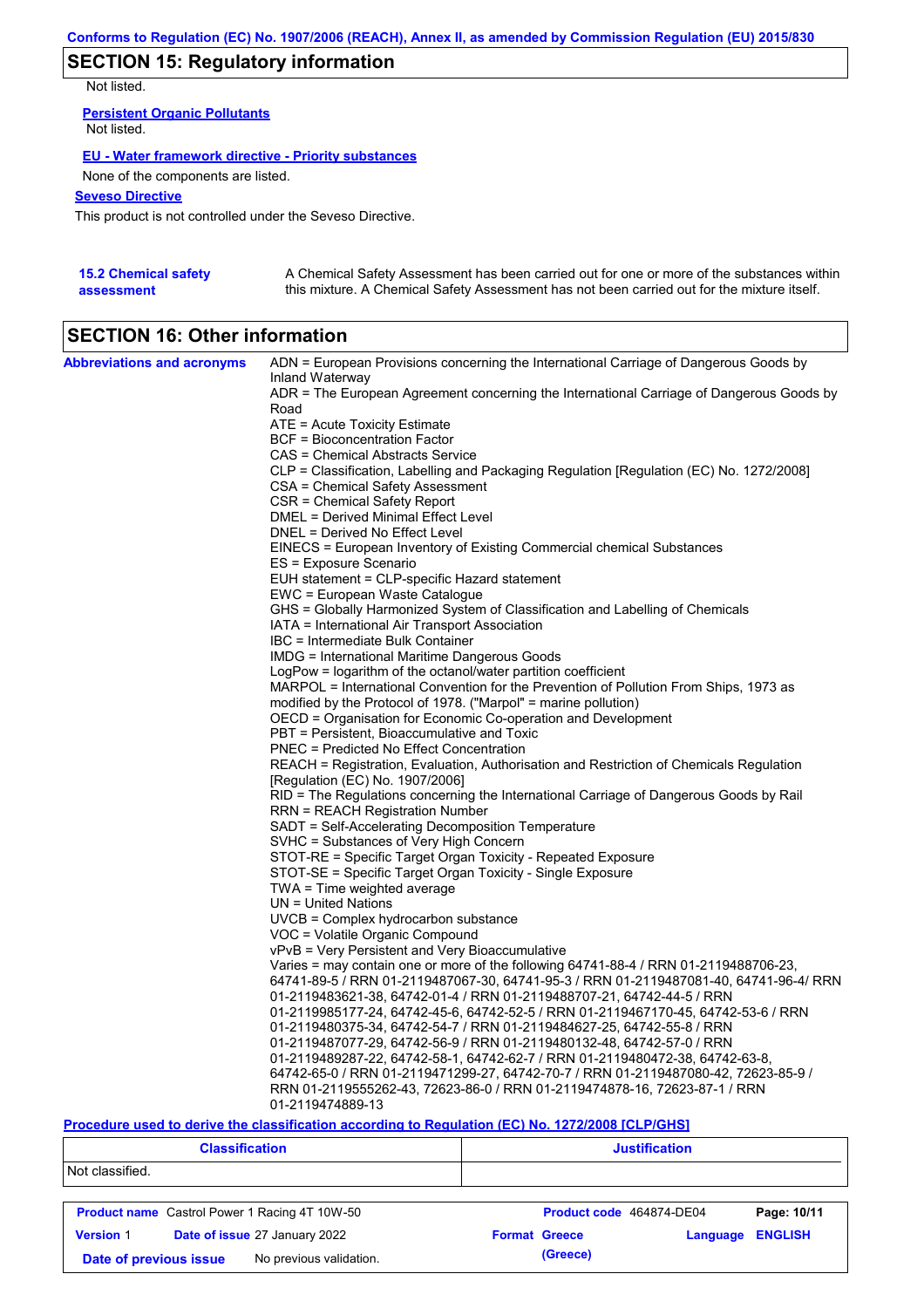## SECTION 15: Regulatory information

Not listed.

**Persistent Organic Pollutants**

Not listed.

**EU - Water framework directive - Priority substances**

None of the components are listed.

**Seveso Directive**

This product is not controlled under the Seveso Directive.

**15.2 Chemical safety assessment**

A Chemical Safety Assessment has been carried out for one or more of the substances within this mixture. A Chemical Safety Assessment has not been carried out for the mixture itself.

## SECTION 16: Other information

**Abbreviations and acronyms**

ADN = European Provisions concerning the International Carriage of Dangerous Goods by Inland Waterway
ADR = The European Agreement concerning the International Carriage of Dangerous Goods by Road
ATE = Acute Toxicity Estimate
BCF = Bioconcentration Factor
CAS = Chemical Abstracts Service
CLP = Classification, Labelling and Packaging Regulation [Regulation (EC) No. 1272/2008]
CSA = Chemical Safety Assessment
CSR = Chemical Safety Report
DMEL = Derived Minimal Effect Level
DNEL = Derived No Effect Level
EINECS = European Inventory of Existing Commercial chemical Substances
ES = Exposure Scenario
EUH statement = CLP-specific Hazard statement
EWC = European Waste Catalogue
GHS = Globally Harmonized System of Classification and Labelling of Chemicals
IATA = International Air Transport Association
IBC = Intermediate Bulk Container
IMDG = International Maritime Dangerous Goods
LogPow = logarithm of the octanol/water partition coefficient
MARPOL = International Convention for the Prevention of Pollution From Ships, 1973 as modified by the Protocol of 1978. ("Marpol" = marine pollution)
OECD = Organisation for Economic Co-operation and Development
PBT = Persistent, Bioaccumulative and Toxic
PNEC = Predicted No Effect Concentration
REACH = Registration, Evaluation, Authorisation and Restriction of Chemicals Regulation [Regulation (EC) No. 1907/2006]
RID = The Regulations concerning the International Carriage of Dangerous Goods by Rail
RRN = REACH Registration Number
SADT = Self-Accelerating Decomposition Temperature
SVHC = Substances of Very High Concern
STOT-RE = Specific Target Organ Toxicity - Repeated Exposure
STOT-SE = Specific Target Organ Toxicity - Single Exposure
TWA = Time weighted average
UN = United Nations
UVCB = Complex hydrocarbon substance
VOC = Volatile Organic Compound
vPvB = Very Persistent and Very Bioaccumulative
Varies = may contain one or more of the following 64741-88-4 / RRN 01-2119488706-23, 64741-89-5 / RRN 01-2119487067-30, 64741-95-3 / RRN 01-2119487081-40, 64741-96-4/ RRN 01-2119483621-38, 64742-01-4 / RRN 01-2119488707-21, 64742-44-5 / RRN 01-2119985177-24, 64742-45-6, 64742-52-5 / RRN 01-2119467170-45, 64742-53-6 / RRN 01-2119480375-34, 64742-54-7 / RRN 01-2119484627-25, 64742-55-8 / RRN 01-2119487077-29, 64742-56-9 / RRN 01-2119480132-48, 64742-57-0 / RRN 01-2119489287-22, 64742-58-1, 64742-62-7 / RRN 01-2119480472-38, 64742-63-8, 64742-65-0 / RRN 01-2119471299-27, 64742-70-7 / RRN 01-2119487080-42, 72623-85-9 / RRN 01-2119555262-43, 72623-86-0 / RRN 01-2119474878-16, 72623-87-1 / RRN 01-2119474889-13

**Procedure used to derive the classification according to Regulation (EC) No. 1272/2008 [CLP/GHS]**

| Classification | Justification |
| --- | --- |
| Not classified. | |

| Product name Castrol Power 1 Racing 4T 10W-50 | Product code 464874-DE04 | Page: 10/11 |
| --- | --- | --- |
| Version 1 Date of issue 27 January 2022 | Format Greece (Greece) | Language ENGLISH |
| Date of previous issue No previous validation. | | |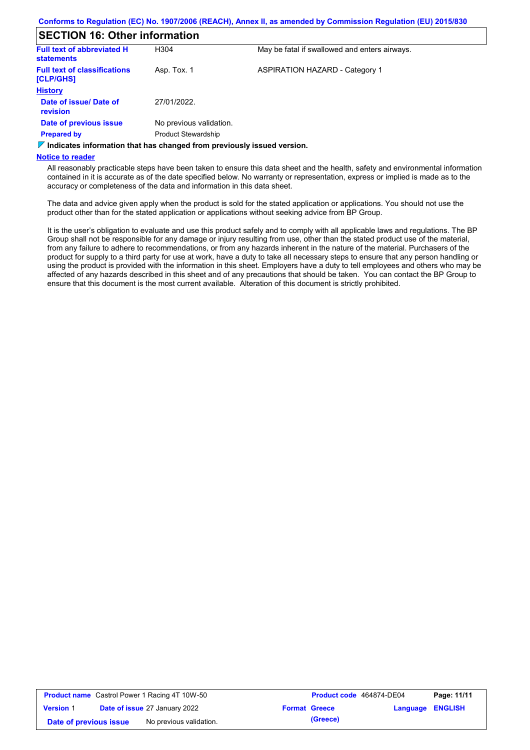## SECTION 16: Other information

| | | |
|---|---|---|
| **Full text of abbreviated H statements** | H304 | May be fatal if swallowed and enters airways. |
| **Full text of classifications [CLP/GHS]** | Asp. Tox. 1 | ASPIRATION HAZARD - Category 1 |

**History**

| | |
|---|---|
| **Date of issue/ Date of revision** | 27/01/2022. |
| **Date of previous issue** | No previous validation. |
| **Prepared by** | Product Stewardship |

**Indicates information that has changed from previously issued version.**

**Notice to reader**

All reasonably practicable steps have been taken to ensure this data sheet and the health, safety and environmental information contained in it is accurate as of the date specified below. No warranty or representation, express or implied is made as to the accuracy or completeness of the data and information in this data sheet.

The data and advice given apply when the product is sold for the stated application or applications. You should not use the product other than for the stated application or applications without seeking advice from BP Group.

It is the user's obligation to evaluate and use this product safely and to comply with all applicable laws and regulations. The BP Group shall not be responsible for any damage or injury resulting from use, other than the stated product use of the material, from any failure to adhere to recommendations, or from any hazards inherent in the nature of the material. Purchasers of the product for supply to a third party for use at work, have a duty to take all necessary steps to ensure that any person handling or using the product is provided with the information in this sheet. Employers have a duty to tell employees and others who may be affected of any hazards described in this sheet and of any precautions that should be taken. You can contact the BP Group to ensure that this document is the most current available. Alteration of this document is strictly prohibited.